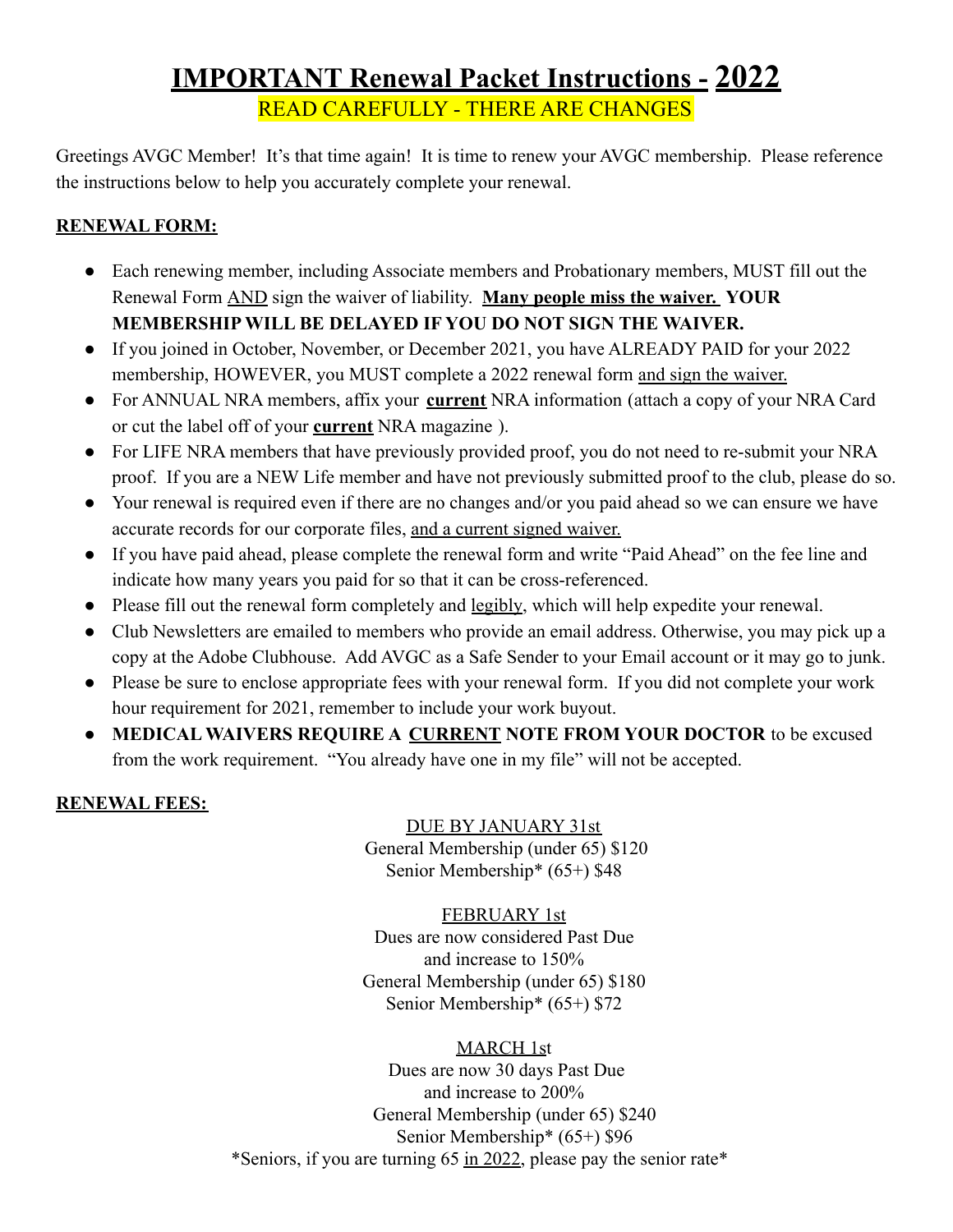# IMPORTANT Renewal Packet Instructions - 2022

READ CAREFULLY - THERE ARE CHANGES

Greetings AVGC Member! It's that time again! It is time to renew your AVGC membership. Please reference the instructions below to help you accurately complete your renewal.

**RENEWAL FORM:**

- Each renewing member, including Associate members and Probationary members, MUST fill out the Renewal Form AND sign the waiver of liability. **Many people miss the waiver. YOUR MEMBERSHIP WILL BE DELAYED IF YOU DO NOT SIGN THE WAIVER.**
- If you joined in October, November, or December 2021, you have ALREADY PAID for your 2022 membership, HOWEVER, you MUST complete a 2022 renewal form and sign the waiver.
- For ANNUAL NRA members, affix your **current** NRA information (attach a copy of your NRA Card or cut the label off of your **current** NRA magazine ).
- For LIFE NRA members that have previously provided proof, you do not need to re-submit your NRA proof. If you are a NEW Life member and have not previously submitted proof to the club, please do so.
- Your renewal is required even if there are no changes and/or you paid ahead so we can ensure we have accurate records for our corporate files, and a current signed waiver.
- If you have paid ahead, please complete the renewal form and write "Paid Ahead" on the fee line and indicate how many years you paid for so that it can be cross-referenced.
- Please fill out the renewal form completely and legibly, which will help expedite your renewal.
- Club Newsletters are emailed to members who provide an email address. Otherwise, you may pick up a copy at the Adobe Clubhouse. Add AVGC as a Safe Sender to your Email account or it may go to junk.
- Please be sure to enclose appropriate fees with your renewal form. If you did not complete your work hour requirement for 2021, remember to include your work buyout.
- **MEDICAL WAIVERS REQUIRE A CURRENT NOTE FROM YOUR DOCTOR** to be excused from the work requirement. "You already have one in my file" will not be accepted.

**RENEWAL FEES:**

DUE BY JANUARY 31st
General Membership (under 65) $120
Senior Membership* (65+) $48

FEBRUARY 1st
Dues are now considered Past Due
and increase to 150%
General Membership (under 65) $180
Senior Membership* (65+) $72

MARCH 1st
Dues are now 30 days Past Due
and increase to 200%
General Membership (under 65) $240
Senior Membership* (65+) $96

*Seniors, if you are turning 65 in 2022, please pay the senior rate*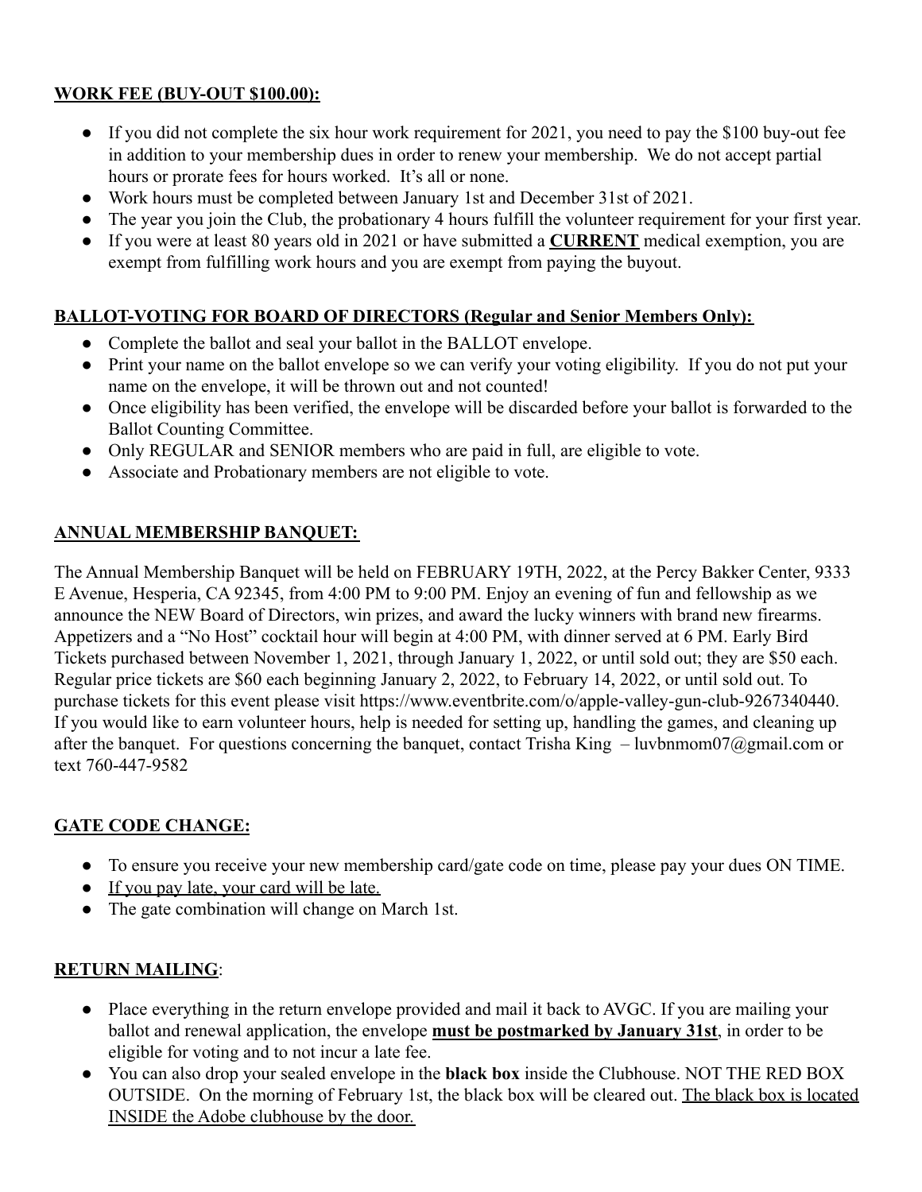**<u>WORK FEE (BUY-OUT $100.00):</u>**

- If you did not complete the six hour work requirement for 2021, you need to pay the $100 buy-out fee in addition to your membership dues in order to renew your membership. We do not accept partial hours or prorate fees for hours worked. It's all or none.
- Work hours must be completed between January 1st and December 31st of 2021.
- The year you join the Club, the probationary 4 hours fulfill the volunteer requirement for your first year.
- If you were at least 80 years old in 2021 or have submitted a **<u>CURRENT</u>** medical exemption, you are exempt from fulfilling work hours and you are exempt from paying the buyout.

**<u>BALLOT-VOTING FOR BOARD OF DIRECTORS (Regular and Senior Members Only):</u>**

- Complete the ballot and seal your ballot in the BALLOT envelope.
- Print your name on the ballot envelope so we can verify your voting eligibility. If you do not put your name on the envelope, it will be thrown out and not counted!
- Once eligibility has been verified, the envelope will be discarded before your ballot is forwarded to the Ballot Counting Committee.
- Only REGULAR and SENIOR members who are paid in full, are eligible to vote.
- Associate and Probationary members are not eligible to vote.

**<u>ANNUAL MEMBERSHIP BANQUET:</u>**

The Annual Membership Banquet will be held on FEBRUARY 19TH, 2022, at the Percy Bakker Center, 9333 E Avenue, Hesperia, CA 92345, from 4:00 PM to 9:00 PM. Enjoy an evening of fun and fellowship as we announce the NEW Board of Directors, win prizes, and award the lucky winners with brand new firearms. Appetizers and a "No Host" cocktail hour will begin at 4:00 PM, with dinner served at 6 PM. Early Bird Tickets purchased between November 1, 2021, through January 1, 2022, or until sold out; they are $50 each. Regular price tickets are $60 each beginning January 2, 2022, to February 14, 2022, or until sold out. To purchase tickets for this event please visit https://www.eventbrite.com/o/apple-valley-gun-club-9267340440. If you would like to earn volunteer hours, help is needed for setting up, handling the games, and cleaning up after the banquet. For questions concerning the banquet, contact Trisha King – luvbnmom07@gmail.com or text 760-447-9582

**<u>GATE CODE CHANGE:</u>**

- To ensure you receive your new membership card/gate code on time, please pay your dues ON TIME.
- <u>If you pay late, your card will be late.</u>
- The gate combination will change on March 1st.

**<u>RETURN MAILING</u>**:

- Place everything in the return envelope provided and mail it back to AVGC. If you are mailing your ballot and renewal application, the envelope **<u>must be postmarked by January 31st</u>**, in order to be eligible for voting and to not incur a late fee.
- You can also drop your sealed envelope in the **black box** inside the Clubhouse. NOT THE RED BOX OUTSIDE. On the morning of February 1st, the black box will be cleared out. <u>The black box is located INSIDE the Adobe clubhouse by the door.</u>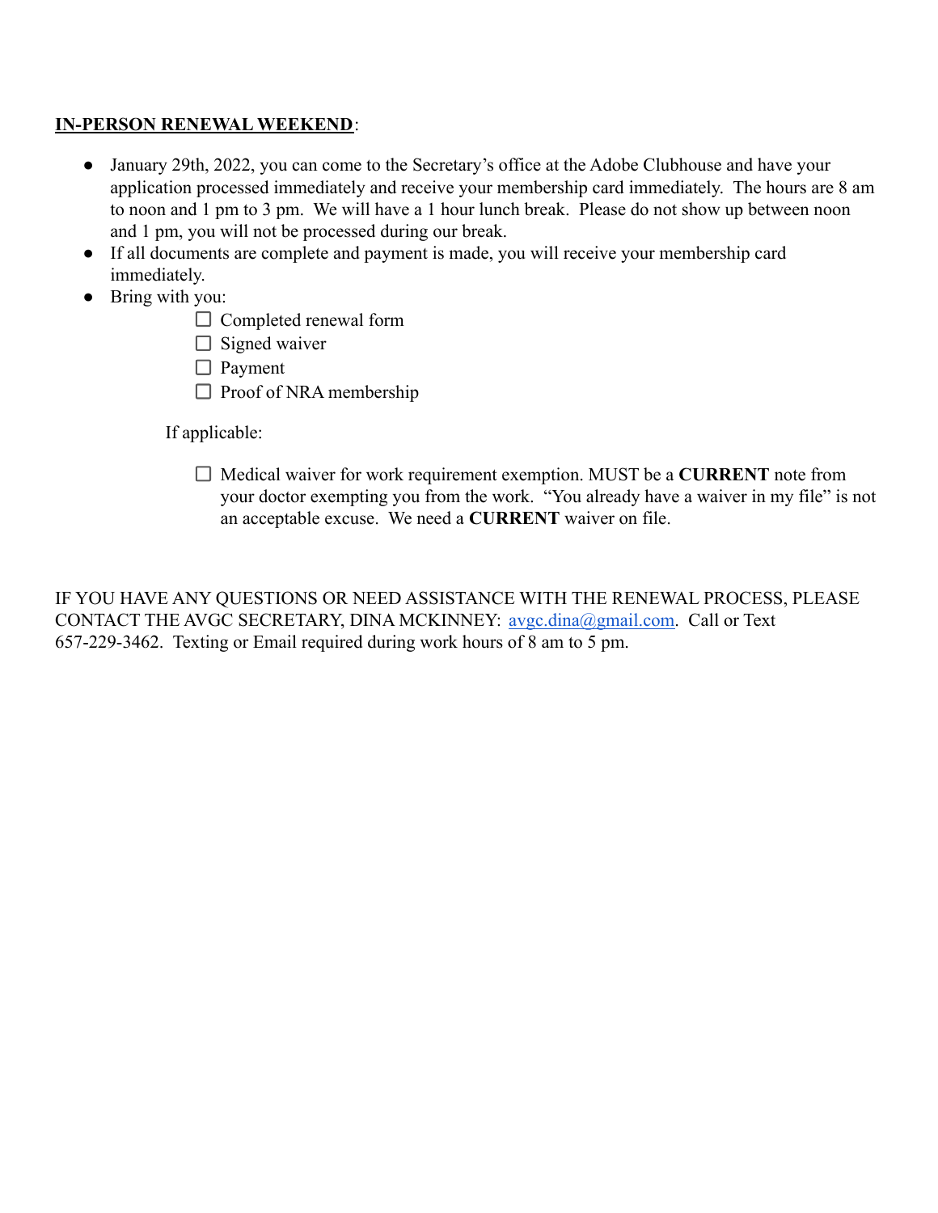<u>**IN-PERSON RENEWAL WEEKEND**</u>:

- January 29th, 2022, you can come to the Secretary's office at the Adobe Clubhouse and have your application processed immediately and receive your membership card immediately. The hours are 8 am to noon and 1 pm to 3 pm. We will have a 1 hour lunch break. Please do not show up between noon and 1 pm, you will not be processed during our break.
- If all documents are complete and payment is made, you will receive your membership card immediately.
- Bring with you:
  - ☐ Completed renewal form
  - ☐ Signed waiver
  - ☐ Payment
  - ☐ Proof of NRA membership

  If applicable:

  - ☐ Medical waiver for work requirement exemption. MUST be a **CURRENT** note from your doctor exempting you from the work. "You already have a waiver in my file" is not an acceptable excuse. We need a **CURRENT** waiver on file.

IF YOU HAVE ANY QUESTIONS OR NEED ASSISTANCE WITH THE RENEWAL PROCESS, PLEASE CONTACT THE AVGC SECRETARY, DINA MCKINNEY: avgc.dina@gmail.com. Call or Text 657-229-3462. Texting or Email required during work hours of 8 am to 5 pm.